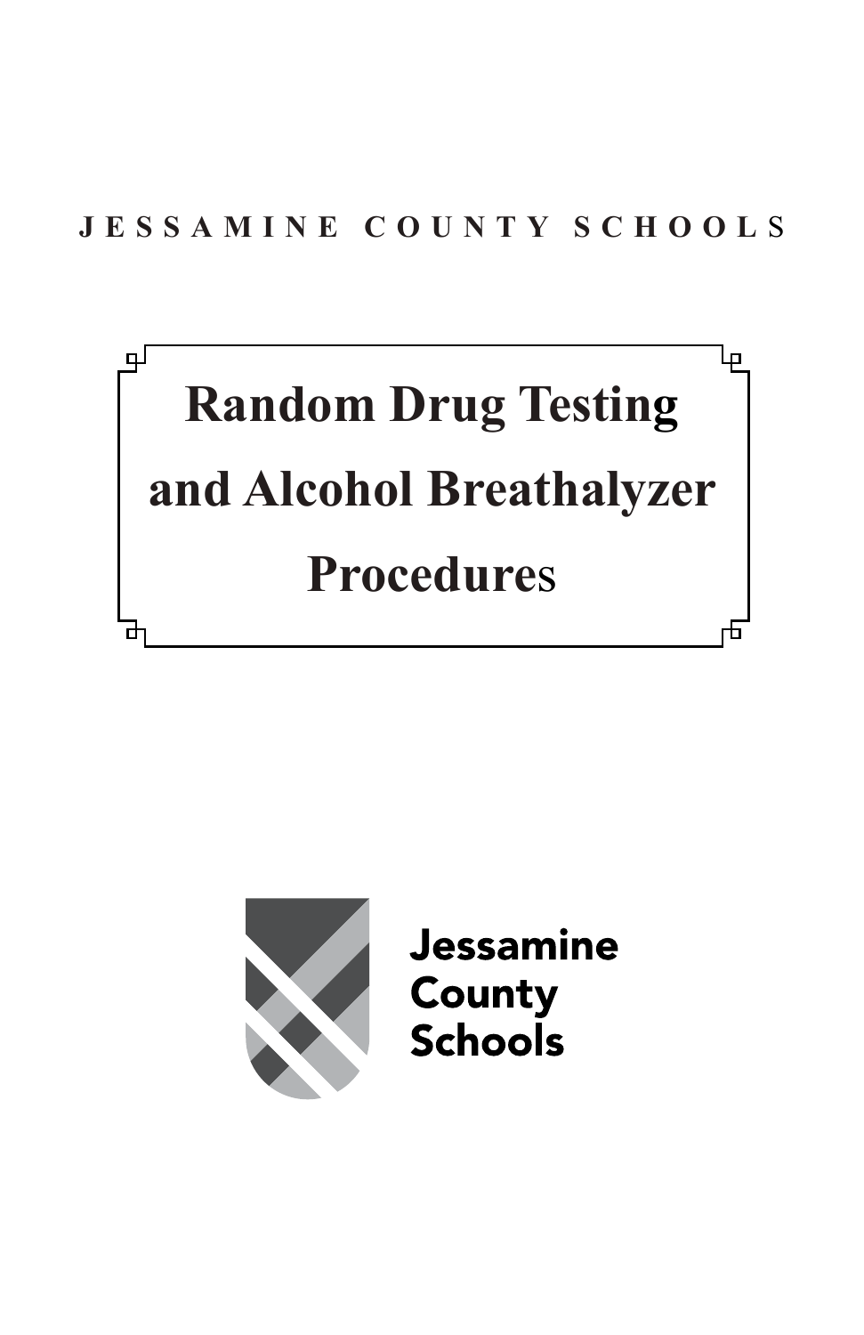JESSAMINE COUNTY SCHOOLS

# Random Drug Testing and Alcohol Breathalyzer Procedures

Jessamine County Schools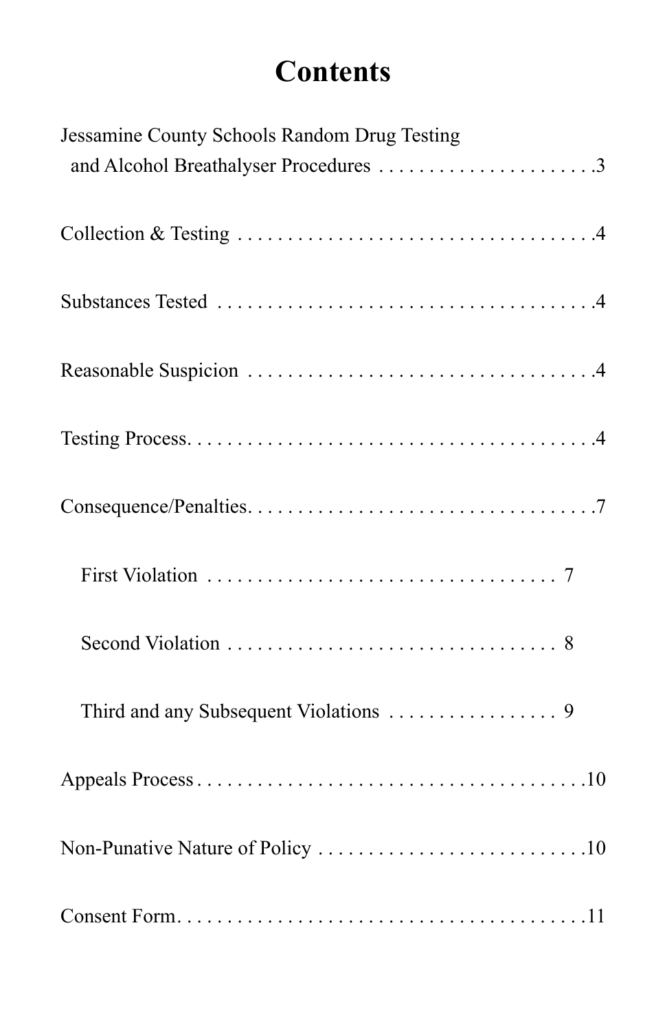# Contents

Jessamine County Schools Random Drug Testing and Alcohol Breathalyser Procedures . . . . . . . . . . . . . . . . . . . . . .3

Collection & Testing . . . . . . . . . . . . . . . . . . . . . . . . . . . . . . . . . . . .4

Substances Tested . . . . . . . . . . . . . . . . . . . . . . . . . . . . . . . . . . . . . .4

Reasonable Suspicion . . . . . . . . . . . . . . . . . . . . . . . . . . . . . . . . . . .4

Testing Process. . . . . . . . . . . . . . . . . . . . . . . . . . . . . . . . . . . . . . . . .4

Consequence/Penalties. . . . . . . . . . . . . . . . . . . . . . . . . . . . . . . . . . .7

- First Violation . . . . . . . . . . . . . . . . . . . . . . . . . . . . . . . . . 7
- Second Violation . . . . . . . . . . . . . . . . . . . . . . . . . . . . . . . 8
- Third and any Subsequent Violations . . . . . . . . . . . . . . . . . 9

Appeals Process . . . . . . . . . . . . . . . . . . . . . . . . . . . . . . . . . . . . . . .10

Non-Punative Nature of Policy . . . . . . . . . . . . . . . . . . . . . . . . . . .10

Consent Form. . . . . . . . . . . . . . . . . . . . . . . . . . . . . . . . . . . . . . . . .11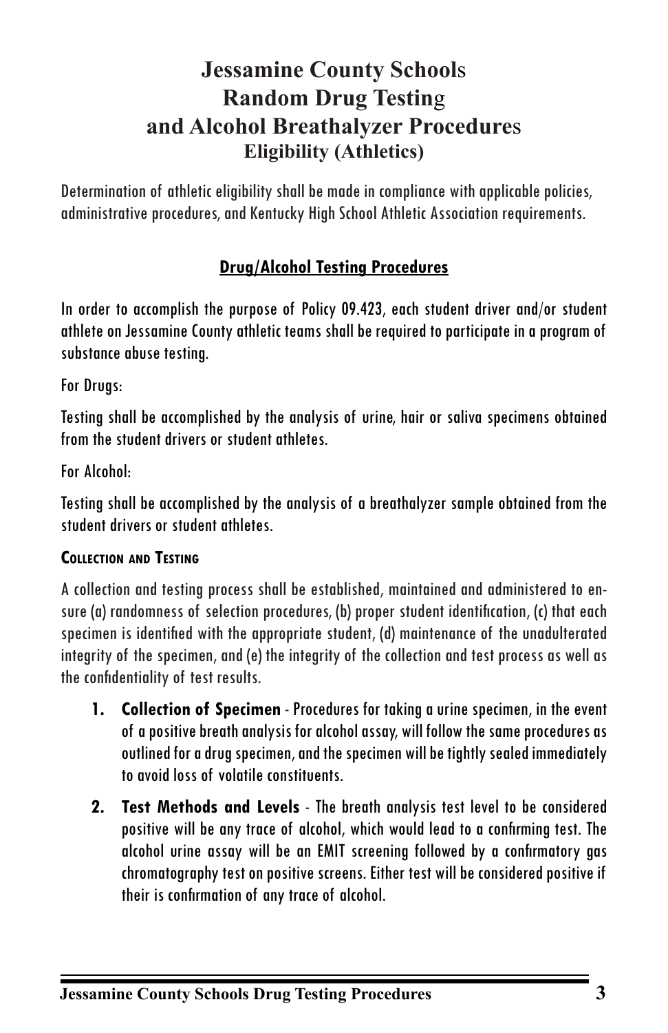# Jessamine County Schools Random Drug Testing and Alcohol Breathalyzer Procedures

## Eligibility (Athletics)

Determination of athletic eligibility shall be made in compliance with applicable policies, administrative procedures, and Kentucky High School Athletic Association requirements.

## Drug/Alcohol Testing Procedures

In order to accomplish the purpose of Policy 09.423, each student driver and/or student athlete on Jessamine County athletic teams shall be required to participate in a program of substance abuse testing.

For Drugs:

Testing shall be accomplished by the analysis of urine, hair or saliva specimens obtained from the student drivers or student athletes.

For Alcohol:

Testing shall be accomplished by the analysis of a breathalyzer sample obtained from the student drivers or student athletes.

### Collection and Testing

A collection and testing process shall be established, maintained and administered to ensure (a) randomness of selection procedures, (b) proper student identification, (c) that each specimen is identified with the appropriate student, (d) maintenance of the unadulterated integrity of the specimen, and (e) the integrity of the collection and test process as well as the confidentiality of test results.

1. **Collection of Specimen** - Procedures for taking a urine specimen, in the event of a positive breath analysis for alcohol assay, will follow the same procedures as outlined for a drug specimen, and the specimen will be tightly sealed immediately to avoid loss of volatile constituents.
2. **Test Methods and Levels** - The breath analysis test level to be considered positive will be any trace of alcohol, which would lead to a confirming test. The alcohol urine assay will be an EMIT screening followed by a confirmatory gas chromatography test on positive screens. Either test will be considered positive if their is confirmation of any trace of alcohol.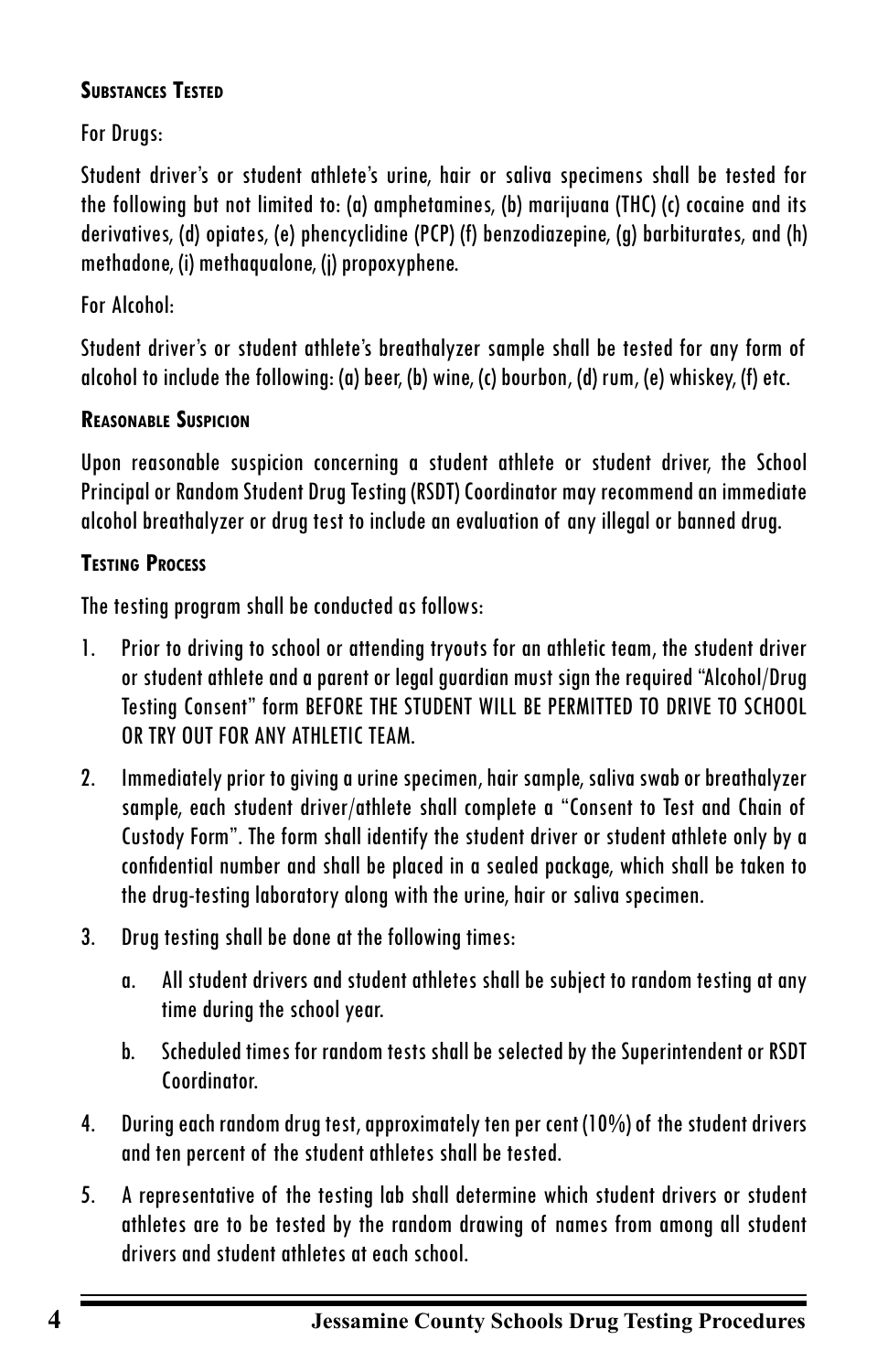### Substances Tested

For Drugs:

Student driver's or student athlete's urine, hair or saliva specimens shall be tested for the following but not limited to: (a) amphetamines, (b) marijuana (THC) (c) cocaine and its derivatives, (d) opiates, (e) phencyclidine (PCP) (f) benzodiazepine, (g) barbiturates, and (h) methadone, (i) methaqualone, (j) propoxyphene.

For Alcohol:

Student driver's or student athlete's breathalyzer sample shall be tested for any form of alcohol to include the following: (a) beer, (b) wine, (c) bourbon, (d) rum, (e) whiskey, (f) etc.

### Reasonable Suspicion

Upon reasonable suspicion concerning a student athlete or student driver, the School Principal or Random Student Drug Testing (RSDT) Coordinator may recommend an immediate alcohol breathalyzer or drug test to include an evaluation of any illegal or banned drug.

### Testing Process

The testing program shall be conducted as follows:

1. Prior to driving to school or attending tryouts for an athletic team, the student driver or student athlete and a parent or legal guardian must sign the required "Alcohol/Drug Testing Consent" form BEFORE THE STUDENT WILL BE PERMITTED TO DRIVE TO SCHOOL OR TRY OUT FOR ANY ATHLETIC TEAM.
2. Immediately prior to giving a urine specimen, hair sample, saliva swab or breathalyzer sample, each student driver/athlete shall complete a "Consent to Test and Chain of Custody Form". The form shall identify the student driver or student athlete only by a confidential number and shall be placed in a sealed package, which shall be taken to the drug-testing laboratory along with the urine, hair or saliva specimen.
3. Drug testing shall be done at the following times:
   a. All student drivers and student athletes shall be subject to random testing at any time during the school year.
   b. Scheduled times for random tests shall be selected by the Superintendent or RSDT Coordinator.
4. During each random drug test, approximately ten per cent (10%) of the student drivers and ten percent of the student athletes shall be tested.
5. A representative of the testing lab shall determine which student drivers or student athletes are to be tested by the random drawing of names from among all student drivers and student athletes at each school.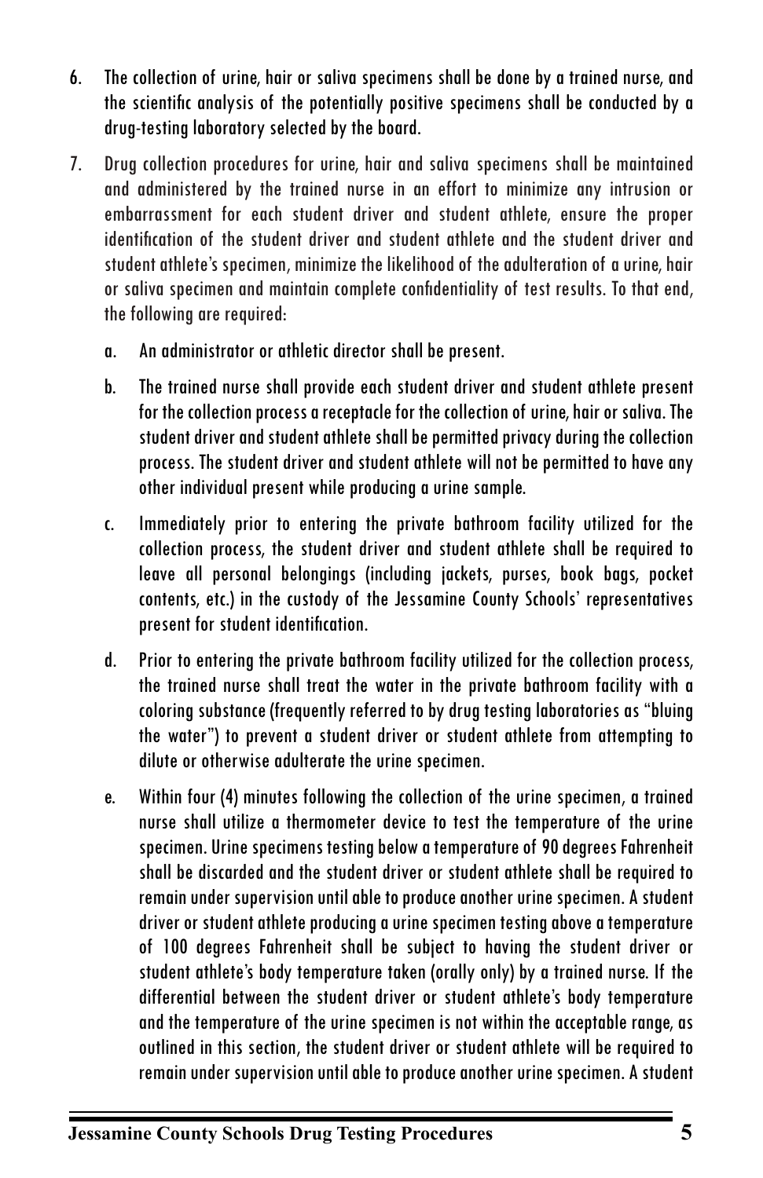6. The collection of urine, hair or saliva specimens shall be done by a trained nurse, and the scientific analysis of the potentially positive specimens shall be conducted by a drug-testing laboratory selected by the board.

7. Drug collection procedures for urine, hair and saliva specimens shall be maintained and administered by the trained nurse in an effort to minimize any intrusion or embarrassment for each student driver and student athlete, ensure the proper identification of the student driver and student athlete and the student driver and student athlete's specimen, minimize the likelihood of the adulteration of a urine, hair or saliva specimen and maintain complete confidentiality of test results. To that end, the following are required:

   a. An administrator or athletic director shall be present.

   b. The trained nurse shall provide each student driver and student athlete present for the collection process a receptacle for the collection of urine, hair or saliva. The student driver and student athlete shall be permitted privacy during the collection process. The student driver and student athlete will not be permitted to have any other individual present while producing a urine sample.

   c. Immediately prior to entering the private bathroom facility utilized for the collection process, the student driver and student athlete shall be required to leave all personal belongings (including jackets, purses, book bags, pocket contents, etc.) in the custody of the Jessamine County Schools' representatives present for student identification.

   d. Prior to entering the private bathroom facility utilized for the collection process, the trained nurse shall treat the water in the private bathroom facility with a coloring substance (frequently referred to by drug testing laboratories as "bluing the water") to prevent a student driver or student athlete from attempting to dilute or otherwise adulterate the urine specimen.

   e. Within four (4) minutes following the collection of the urine specimen, a trained nurse shall utilize a thermometer device to test the temperature of the urine specimen. Urine specimens testing below a temperature of 90 degrees Fahrenheit shall be discarded and the student driver or student athlete shall be required to remain under supervision until able to produce another urine specimen. A student driver or student athlete producing a urine specimen testing above a temperature of 100 degrees Fahrenheit shall be subject to having the student driver or student athlete's body temperature taken (orally only) by a trained nurse. If the differential between the student driver or student athlete's body temperature and the temperature of the urine specimen is not within the acceptable range, as outlined in this section, the student driver or student athlete will be required to remain under supervision until able to produce another urine specimen. A student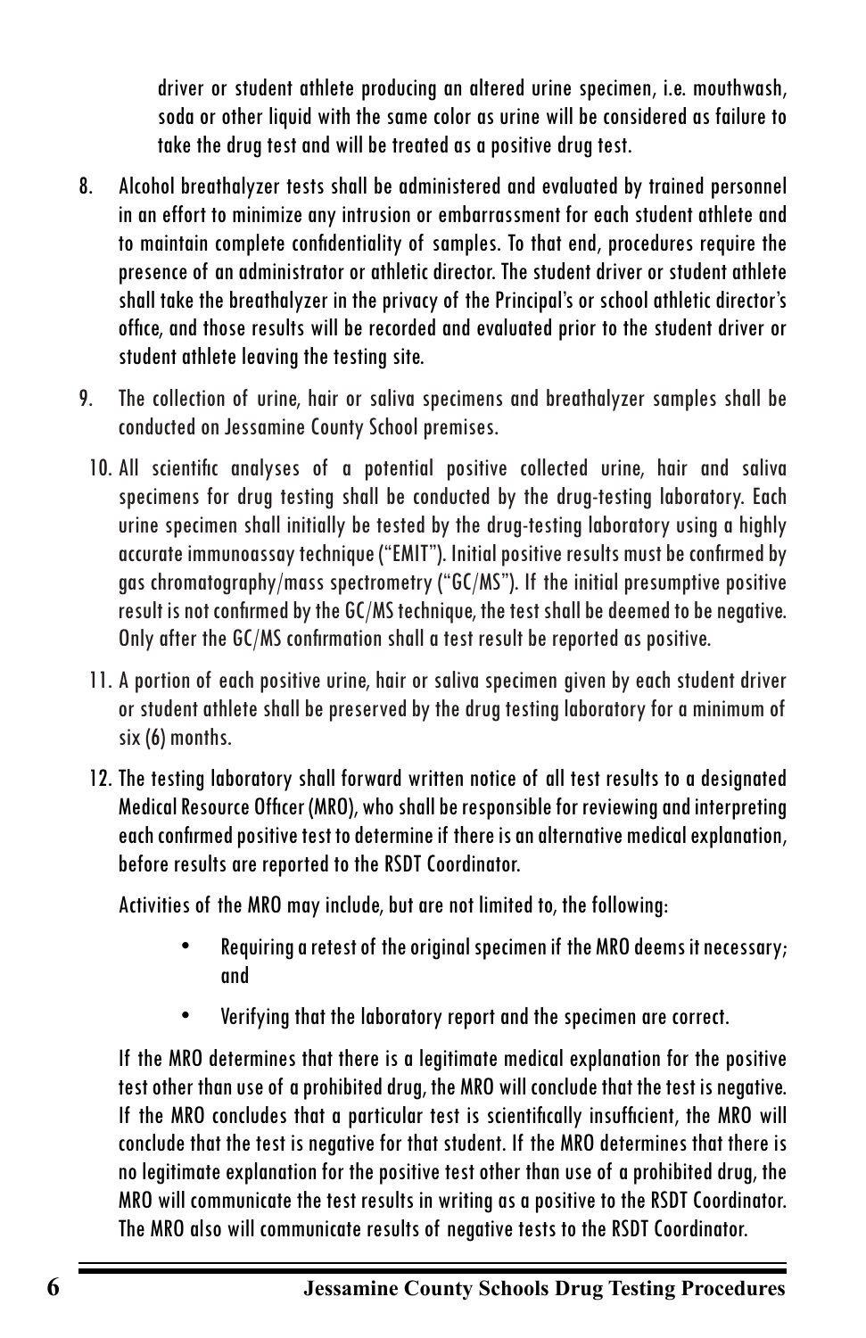driver or student athlete producing an altered urine specimen, i.e. mouthwash, soda or other liquid with the same color as urine will be considered as failure to take the drug test and will be treated as a positive drug test.

8. Alcohol breathalyzer tests shall be administered and evaluated by trained personnel in an effort to minimize any intrusion or embarrassment for each student athlete and to maintain complete confidentiality of samples. To that end, procedures require the presence of an administrator or athletic director. The student driver or student athlete shall take the breathalyzer in the privacy of the Principal's or school athletic director's office, and those results will be recorded and evaluated prior to the student driver or student athlete leaving the testing site.

9. The collection of urine, hair or saliva specimens and breathalyzer samples shall be conducted on Jessamine County School premises.

10. All scientific analyses of a potential positive collected urine, hair and saliva specimens for drug testing shall be conducted by the drug-testing laboratory. Each urine specimen shall initially be tested by the drug-testing laboratory using a highly accurate immunoassay technique ("EMIT"). Initial positive results must be confirmed by gas chromatography/mass spectrometry ("GC/MS"). If the initial presumptive positive result is not confirmed by the GC/MS technique, the test shall be deemed to be negative. Only after the GC/MS confirmation shall a test result be reported as positive.

11. A portion of each positive urine, hair or saliva specimen given by each student driver or student athlete shall be preserved by the drug testing laboratory for a minimum of six (6) months.

12. The testing laboratory shall forward written notice of all test results to a designated Medical Resource Officer (MRO), who shall be responsible for reviewing and interpreting each confirmed positive test to determine if there is an alternative medical explanation, before results are reported to the RSDT Coordinator.

    Activities of the MRO may include, but are not limited to, the following:

    - Requiring a retest of the original specimen if the MRO deems it necessary; and
    - Verifying that the laboratory report and the specimen are correct.

    If the MRO determines that there is a legitimate medical explanation for the positive test other than use of a prohibited drug, the MRO will conclude that the test is negative. If the MRO concludes that a particular test is scientifically insufficient, the MRO will conclude that the test is negative for that student. If the MRO determines that there is no legitimate explanation for the positive test other than use of a prohibited drug, the MRO will communicate the test results in writing as a positive to the RSDT Coordinator. The MRO also will communicate results of negative tests to the RSDT Coordinator.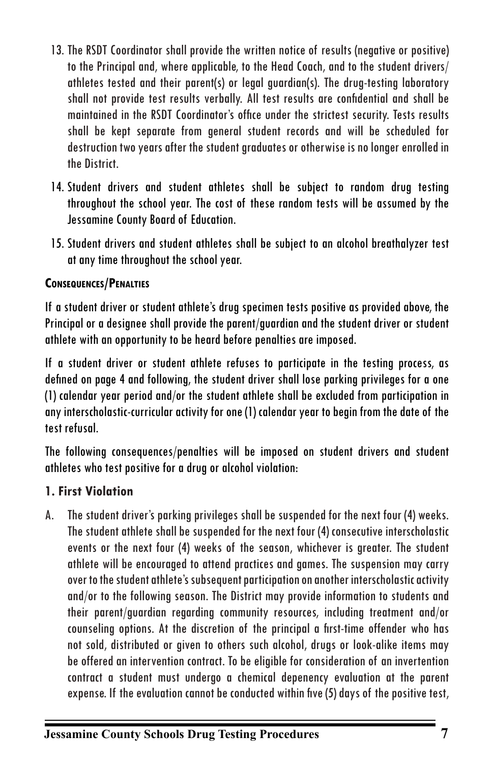13. The RSDT Coordinator shall provide the written notice of results (negative or positive) to the Principal and, where applicable, to the Head Coach, and to the student drivers/athletes tested and their parent(s) or legal guardian(s). The drug-testing laboratory shall not provide test results verbally. All test results are confidential and shall be maintained in the RSDT Coordinator's office under the strictest security. Tests results shall be kept separate from general student records and will be scheduled for destruction two years after the student graduates or otherwise is no longer enrolled in the District.

14. Student drivers and student athletes shall be subject to random drug testing throughout the school year. The cost of these random tests will be assumed by the Jessamine County Board of Education.

15. Student drivers and student athletes shall be subject to an alcohol breathalyzer test at any time throughout the school year.

**Consequences/Penalties**

If a student driver or student athlete's drug specimen tests positive as provided above, the Principal or a designee shall provide the parent/guardian and the student driver or student athlete with an opportunity to be heard before penalties are imposed.

If a student driver or student athlete refuses to participate in the testing process, as defined on page 4 and following, the student driver shall lose parking privileges for a one (1) calendar year period and/or the student athlete shall be excluded from participation in any interscholastic-curricular activity for one (1) calendar year to begin from the date of the test refusal.

The following consequences/penalties will be imposed on student drivers and student athletes who test positive for a drug or alcohol violation:

**1. First Violation**

A. The student driver's parking privileges shall be suspended for the next four (4) weeks. The student athlete shall be suspended for the next four (4) consecutive interscholastic events or the next four (4) weeks of the season, whichever is greater. The student athlete will be encouraged to attend practices and games. The suspension may carry over to the student athlete's subsequent participation on another interscholastic activity and/or to the following season. The District may provide information to students and their parent/guardian regarding community resources, including treatment and/or counseling options. At the discretion of the principal a first-time offender who has not sold, distributed or given to others such alcohol, drugs or look-alike items may be offered an intervention contract. To be eligible for consideration of an invertention contract a student must undergo a chemical depenency evaluation at the parent expense. If the evaluation cannot be conducted within five (5) days of the positive test,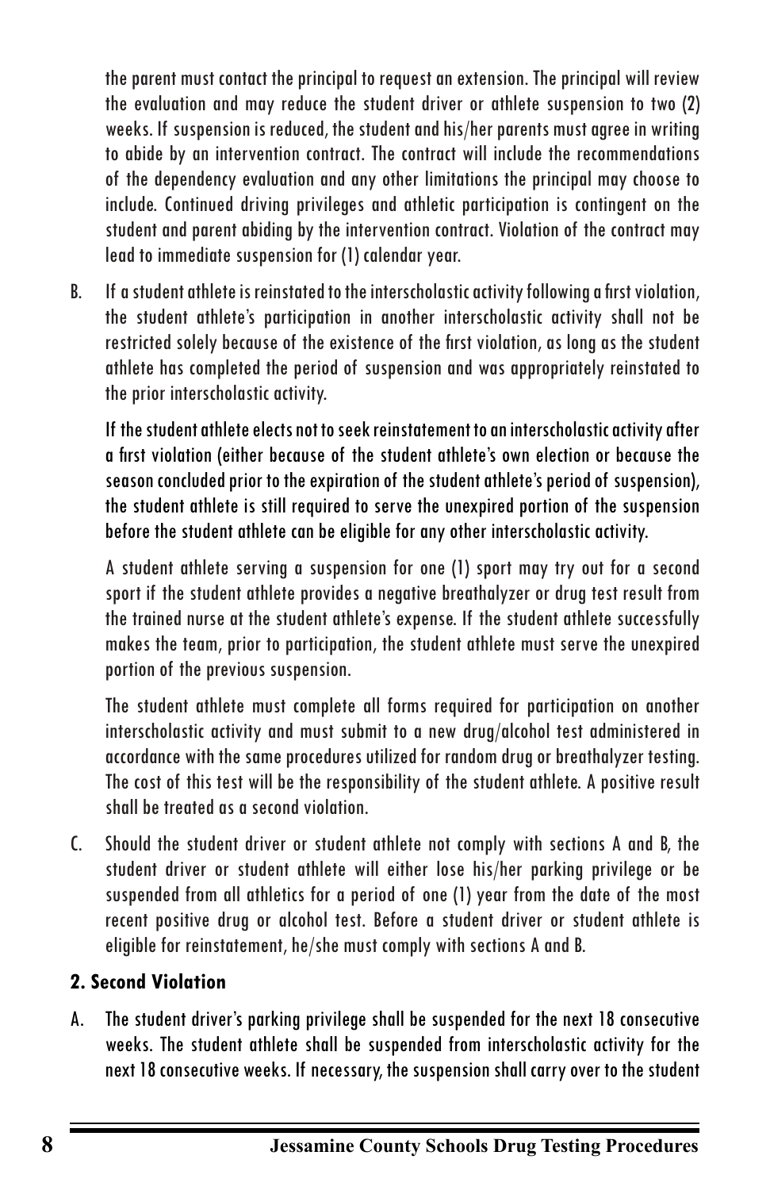the parent must contact the principal to request an extension. The principal will review the evaluation and may reduce the student driver or athlete suspension to two (2) weeks. If suspension is reduced, the student and his/her parents must agree in writing to abide by an intervention contract. The contract will include the recommendations of the dependency evaluation and any other limitations the principal may choose to include. Continued driving privileges and athletic participation is contingent on the student and parent abiding by the intervention contract. Violation of the contract may lead to immediate suspension for (1) calendar year.

B. If a student athlete is reinstated to the interscholastic activity following a first violation, the student athlete's participation in another interscholastic activity shall not be restricted solely because of the existence of the first violation, as long as the student athlete has completed the period of suspension and was appropriately reinstated to the prior interscholastic activity.

   If the student athlete elects not to seek reinstatement to an interscholastic activity after a first violation (either because of the student athlete's own election or because the season concluded prior to the expiration of the student athlete's period of suspension), the student athlete is still required to serve the unexpired portion of the suspension before the student athlete can be eligible for any other interscholastic activity.

   A student athlete serving a suspension for one (1) sport may try out for a second sport if the student athlete provides a negative breathalyzer or drug test result from the trained nurse at the student athlete's expense. If the student athlete successfully makes the team, prior to participation, the student athlete must serve the unexpired portion of the previous suspension.

   The student athlete must complete all forms required for participation on another interscholastic activity and must submit to a new drug/alcohol test administered in accordance with the same procedures utilized for random drug or breathalyzer testing. The cost of this test will be the responsibility of the student athlete. A positive result shall be treated as a second violation.

C. Should the student driver or student athlete not comply with sections A and B, the student driver or student athlete will either lose his/her parking privilege or be suspended from all athletics for a period of one (1) year from the date of the most recent positive drug or alcohol test. Before a student driver or student athlete is eligible for reinstatement, he/she must comply with sections A and B.

**2. Second Violation**

A. The student driver's parking privilege shall be suspended for the next 18 consecutive weeks. The student athlete shall be suspended from interscholastic activity for the next 18 consecutive weeks. If necessary, the suspension shall carry over to the student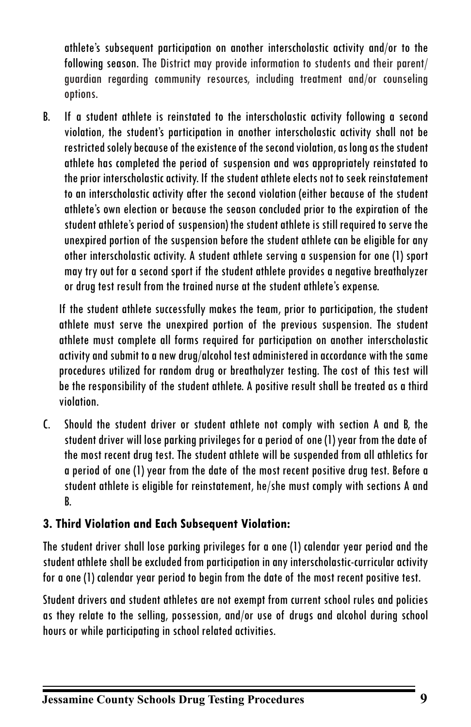athlete's subsequent participation on another interscholastic activity and/or to the following season. The District may provide information to students and their parent/guardian regarding community resources, including treatment and/or counseling options.

B. If a student athlete is reinstated to the interscholastic activity following a second violation, the student's participation in another interscholastic activity shall not be restricted solely because of the existence of the second violation, as long as the student athlete has completed the period of suspension and was appropriately reinstated to the prior interscholastic activity. If the student athlete elects not to seek reinstatement to an interscholastic activity after the second violation (either because of the student athlete's own election or because the season concluded prior to the expiration of the student athlete's period of suspension) the student athlete is still required to serve the unexpired portion of the suspension before the student athlete can be eligible for any other interscholastic activity. A student athlete serving a suspension for one (1) sport may try out for a second sport if the student athlete provides a negative breathalyzer or drug test result from the trained nurse at the student athlete's expense.

   If the student athlete successfully makes the team, prior to participation, the student athlete must serve the unexpired portion of the previous suspension. The student athlete must complete all forms required for participation on another interscholastic activity and submit to a new drug/alcohol test administered in accordance with the same procedures utilized for random drug or breathalyzer testing. The cost of this test will be the responsibility of the student athlete. A positive result shall be treated as a third violation.

C. Should the student driver or student athlete not comply with section A and B, the student driver will lose parking privileges for a period of one (1) year from the date of the most recent drug test. The student athlete will be suspended from all athletics for a period of one (1) year from the date of the most recent positive drug test. Before a student athlete is eligible for reinstatement, he/she must comply with sections A and B.

### 3. Third Violation and Each Subsequent Violation:

The student driver shall lose parking privileges for a one (1) calendar year period and the student athlete shall be excluded from participation in any interscholastic-curricular activity for a one (1) calendar year period to begin from the date of the most recent positive test.

Student drivers and student athletes are not exempt from current school rules and policies as they relate to the selling, possession, and/or use of drugs and alcohol during school hours or while participating in school related activities.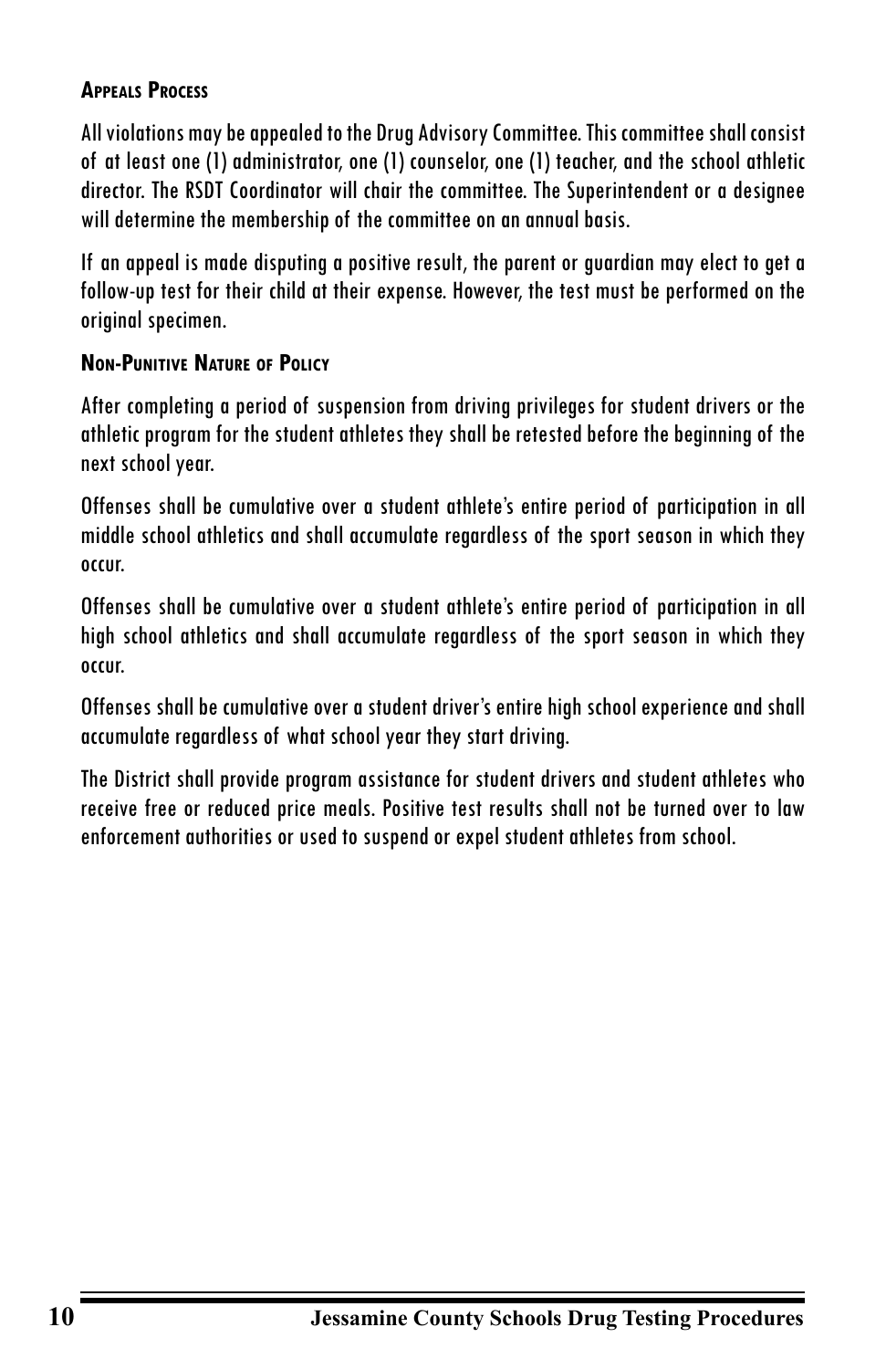### Appeals Process

All violations may be appealed to the Drug Advisory Committee. This committee shall consist of at least one (1) administrator, one (1) counselor, one (1) teacher, and the school athletic director. The RSDT Coordinator will chair the committee. The Superintendent or a designee will determine the membership of the committee on an annual basis.

If an appeal is made disputing a positive result, the parent or guardian may elect to get a follow-up test for their child at their expense. However, the test must be performed on the original specimen.

### Non-Punitive Nature of Policy

After completing a period of suspension from driving privileges for student drivers or the athletic program for the student athletes they shall be retested before the beginning of the next school year.

Offenses shall be cumulative over a student athlete's entire period of participation in all middle school athletics and shall accumulate regardless of the sport season in which they occur.

Offenses shall be cumulative over a student athlete's entire period of participation in all high school athletics and shall accumulate regardless of the sport season in which they occur.

Offenses shall be cumulative over a student driver's entire high school experience and shall accumulate regardless of what school year they start driving.

The District shall provide program assistance for student drivers and student athletes who receive free or reduced price meals. Positive test results shall not be turned over to law enforcement authorities or used to suspend or expel student athletes from school.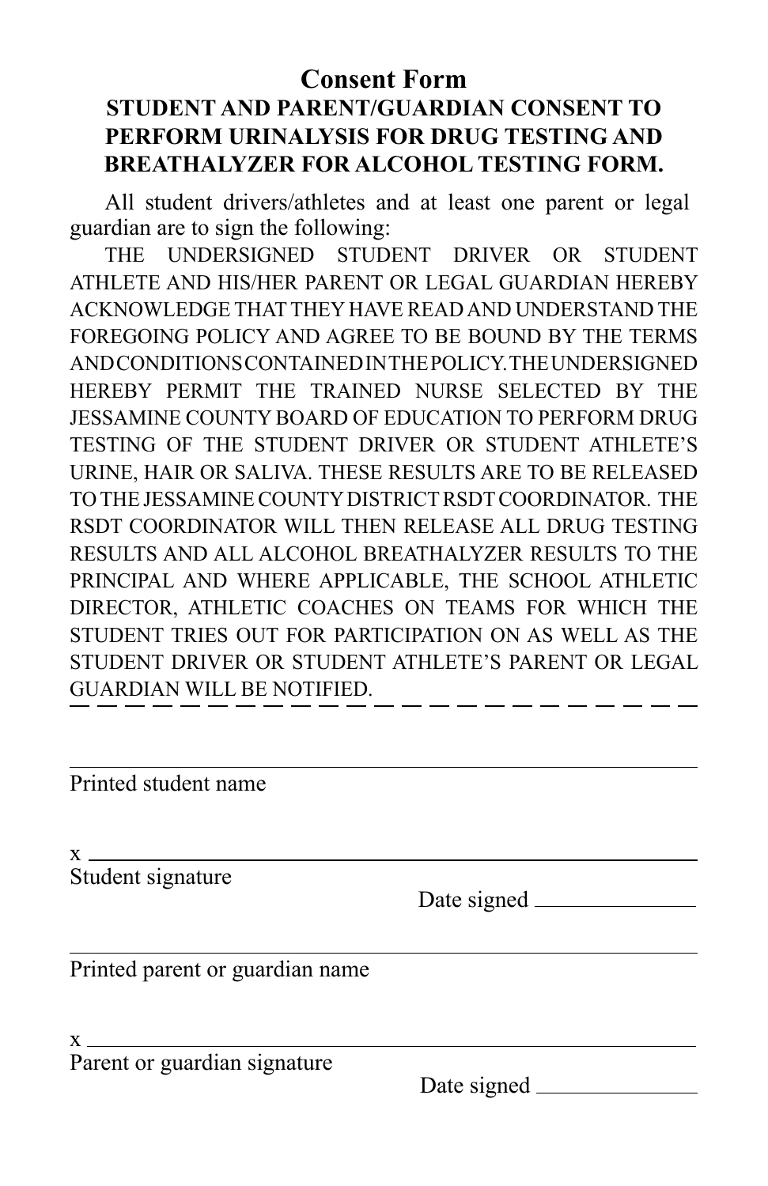# Consent Form

## STUDENT AND PARENT/GUARDIAN CONSENT TO PERFORM URINALYSIS FOR DRUG TESTING AND BREATHALYZER FOR ALCOHOL TESTING FORM.

All student drivers/athletes and at least one parent or legal guardian are to sign the following:

THE UNDERSIGNED STUDENT DRIVER OR STUDENT ATHLETE AND HIS/HER PARENT OR LEGAL GUARDIAN HEREBY ACKNOWLEDGE THAT THEY HAVE READ AND UNDERSTAND THE FOREGOING POLICY AND AGREE TO BE BOUND BY THE TERMS AND CONDITIONS CONTAINED IN THE POLICY. THE UNDERSIGNED HEREBY PERMIT THE TRAINED NURSE SELECTED BY THE JESSAMINE COUNTY BOARD OF EDUCATION TO PERFORM DRUG TESTING OF THE STUDENT DRIVER OR STUDENT ATHLETE'S URINE, HAIR OR SALIVA. THESE RESULTS ARE TO BE RELEASED TO THE JESSAMINE COUNTY DISTRICT RSDT COORDINATOR. THE RSDT COORDINATOR WILL THEN RELEASE ALL DRUG TESTING RESULTS AND ALL ALCOHOL BREATHALYZER RESULTS TO THE PRINCIPAL AND WHERE APPLICABLE, THE SCHOOL ATHLETIC DIRECTOR, ATHLETIC COACHES ON TEAMS FOR WHICH THE STUDENT TRIES OUT FOR PARTICIPATION ON AS WELL AS THE STUDENT DRIVER OR STUDENT ATHLETE'S PARENT OR LEGAL GUARDIAN WILL BE NOTIFIED.

---

\_\_\_\_\_\_\_\_\_\_\_\_\_\_\_\_\_\_\_\_\_\_\_\_\_\_\_\_\_\_\_\_\_\_\_\_\_\_\_\_\_\_\_\_

Printed student name

x \_\_\_\_\_\_\_\_\_\_\_\_\_\_\_\_\_\_\_\_\_\_\_\_\_\_\_\_\_\_\_\_\_\_\_\_\_\_\_\_\_\_\_

Student signature

Date signed \_\_\_\_\_\_\_\_\_\_\_\_\_\_

\_\_\_\_\_\_\_\_\_\_\_\_\_\_\_\_\_\_\_\_\_\_\_\_\_\_\_\_\_\_\_\_\_\_\_\_\_\_\_\_\_\_\_\_

Printed parent or guardian name

x \_\_\_\_\_\_\_\_\_\_\_\_\_\_\_\_\_\_\_\_\_\_\_\_\_\_\_\_\_\_\_\_\_\_\_\_\_\_\_\_\_\_\_

Parent or guardian signature

Date signed \_\_\_\_\_\_\_\_\_\_\_\_\_\_